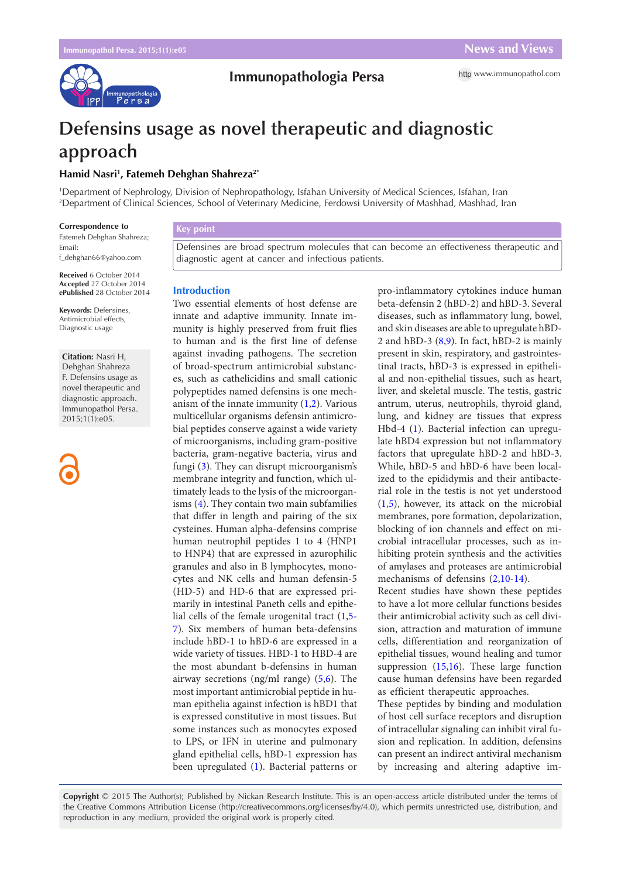# Defensins usage as novel therapeutic and diagnostic approach

**Hamid Nasri[1], Fatemeh Dehghan Shahreza[2*]**

[1]Department of Nephrology, Division of Nephropathology, Isfahan University of Medical Sciences, Isfahan, Iran
[2]Department of Clinical Sciences, School of Veterinary Medicine, Ferdowsi University of Mashhad, Mashhad, Iran

**Correspondence to**
Fatemeh Dehghan Shahreza;
Email:
f_dehghan66@yahoo.com

**Received** 6 October 2014
**Accepted** 27 October 2014
**ePublished** 28 October 2014

**Keywords:** Defensines, Antimicrobial effects, Diagnostic usage

**Citation:** Nasri H, Dehghan Shahreza F. Defensins usage as novel therapeutic and diagnostic approach. Immunopathol Persa. 2015;1(1):e05.

**Key point**

Defensines are broad spectrum molecules that can become an effectiveness therapeutic and diagnostic agent at cancer and infectious patients.

## Introduction

Two essential elements of host defense are innate and adaptive immunity. Innate immunity is highly preserved from fruit flies to human and is the first line of defense against invading pathogens. The secretion of broad-spectrum antimicrobial substances, such as cathelicidins and small cationic polypeptides named defensins is one mechanism of the innate immunity (1,2). Various multicellular organisms defensin antimicrobial peptides conserve against a wide variety of microorganisms, including gram-positive bacteria, gram-negative bacteria, virus and fungi (3). They can disrupt microorganism's membrane integrity and function, which ultimately leads to the lysis of the microorganisms (4). They contain two main subfamilies that differ in length and pairing of the six cysteines. Human alpha-defensins comprise human neutrophil peptides 1 to 4 (HNP1 to HNP4) that are expressed in azurophilic granules and also in B lymphocytes, monocytes and NK cells and human defensin-5 (HD-5) and HD-6 that are expressed primarily in intestinal Paneth cells and epithelial cells of the female urogenital tract (1,5-7). Six members of human beta-defensins include hBD-1 to hBD-6 are expressed in a wide variety of tissues. HBD-1 to HBD-4 are the most abundant b-defensins in human airway secretions (ng/ml range) (5,6). The most important antimicrobial peptide in human epithelia against infection is hBD1 that is expressed constitutive in most tissues. But some instances such as monocytes exposed to LPS, or IFN in uterine and pulmonary gland epithelial cells, hBD-1 expression has been upregulated (1). Bacterial patterns or pro-inflammatory cytokines induce human beta-defensin 2 (hBD-2) and hBD-3. Several diseases, such as inflammatory lung, bowel, and skin diseases are able to upregulate hBD-2 and hBD-3 (8,9). In fact, hBD-2 is mainly present in skin, respiratory, and gastrointestinal tracts, hBD-3 is expressed in epithelial and non-epithelial tissues, such as heart, liver, and skeletal muscle. The testis, gastric antrum, uterus, neutrophils, thyroid gland, lung, and kidney are tissues that express Hbd-4 (1). Bacterial infection can upregulate hBD4 expression but not inflammatory factors that upregulate hBD-2 and hBD-3. While, hBD-5 and hBD-6 have been localized to the epididymis and their antibacterial role in the testis is not yet understood (1,5), however, its attack on the microbial membranes, pore formation, depolarization, blocking of ion channels and effect on microbial intracellular processes, such as inhibiting protein synthesis and the activities of amylases and proteases are antimicrobial mechanisms of defensins (2,10-14).

Recent studies have shown these peptides to have a lot more cellular functions besides their antimicrobial activity such as cell division, attraction and maturation of immune cells, differentiation and reorganization of epithelial tissues, wound healing and tumor suppression (15,16). These large function cause human defensins have been regarded as efficient therapeutic approaches.

These peptides by binding and modulation of host cell surface receptors and disruption of intracellular signaling can inhibit viral fusion and replication. In addition, defensins can present an indirect antiviral mechanism by increasing and altering adaptive im-

**Copyright** © 2015 The Author(s); Published by Nickan Research Institute. This is an open-access article distributed under the terms of the Creative Commons Attribution License (http://creativecommons.org/licenses/by/4.0), which permits unrestricted use, distribution, and reproduction in any medium, provided the original work is properly cited.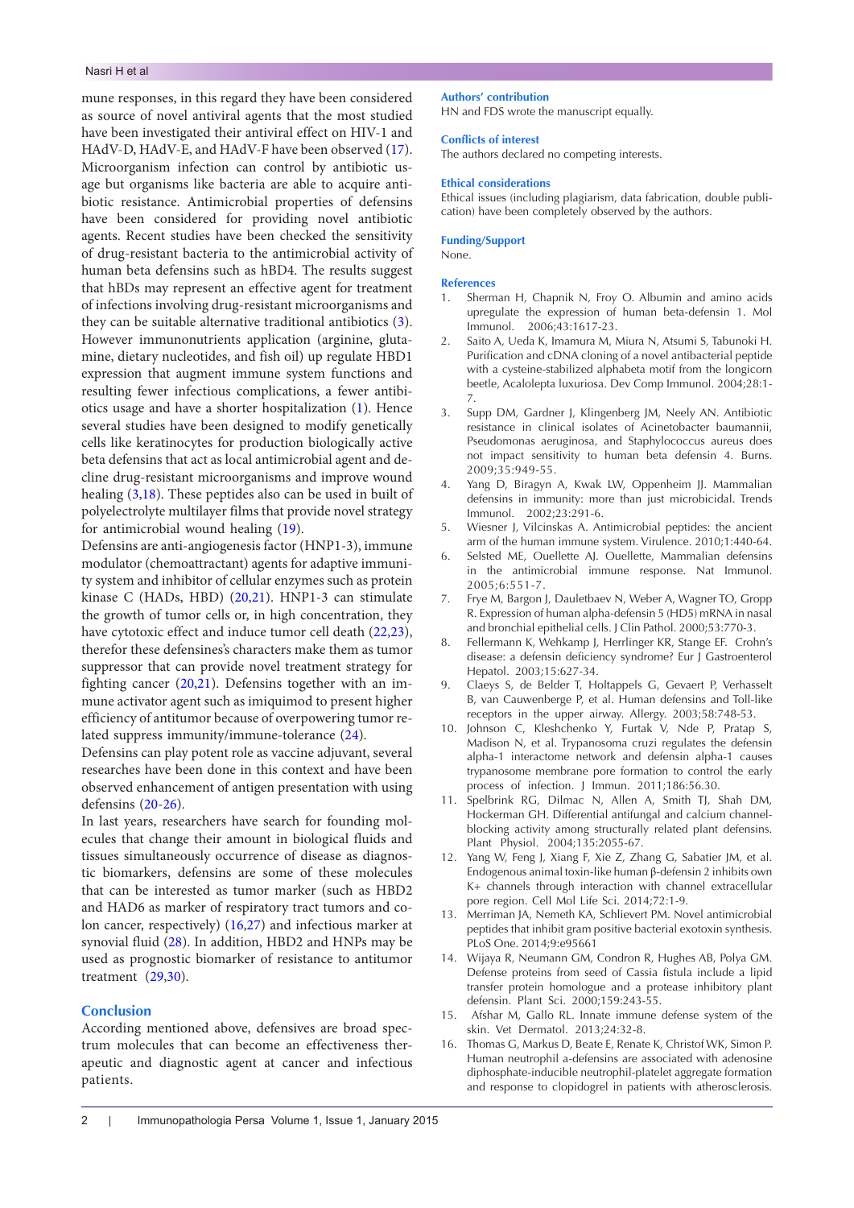mune responses, in this regard they have been considered as source of novel antiviral agents that the most studied have been investigated their antiviral effect on HIV-1 and HAdV-D, HAdV-E, and HAdV-F have been observed (17). Microorganism infection can control by antibiotic usage but organisms like bacteria are able to acquire antibiotic resistance. Antimicrobial properties of defensins have been considered for providing novel antibiotic agents. Recent studies have been checked the sensitivity of drug-resistant bacteria to the antimicrobial activity of human beta defensins such as hBD4. The results suggest that hBDs may represent an effective agent for treatment of infections involving drug-resistant microorganisms and they can be suitable alternative traditional antibiotics (3). However immunonutrients application (arginine, glutamine, dietary nucleotides, and fish oil) up regulate HBD1 expression that augment immune system functions and resulting fewer infectious complications, a fewer antibiotics usage and have a shorter hospitalization (1). Hence several studies have been designed to modify genetically cells like keratinocytes for production biologically active beta defensins that act as local antimicrobial agent and decline drug-resistant microorganisms and improve wound healing (3,18). These peptides also can be used in built of polyelectrolyte multilayer films that provide novel strategy for antimicrobial wound healing (19).

Defensins are anti-angiogenesis factor (HNP1-3), immune modulator (chemoattractant) agents for adaptive immunity system and inhibitor of cellular enzymes such as protein kinase C (HADs, HBD) (20,21). HNP1-3 can stimulate the growth of tumor cells or, in high concentration, they have cytotoxic effect and induce tumor cell death (22,23), therefor these defensines's characters make them as tumor suppressor that can provide novel treatment strategy for fighting cancer (20,21). Defensins together with an immune activator agent such as imiquimod to present higher efficiency of antitumor because of overpowering tumor related suppress immunity/immune-tolerance (24).

Defensins can play potent role as vaccine adjuvant, several researches have been done in this context and have been observed enhancement of antigen presentation with using defensins (20-26).

In last years, researchers have search for founding molecules that change their amount in biological fluids and tissues simultaneously occurrence of disease as diagnostic biomarkers, defensins are some of these molecules that can be interested as tumor marker (such as HBD2 and HAD6 as marker of respiratory tract tumors and colon cancer, respectively) (16,27) and infectious marker at synovial fluid (28). In addition, HBD2 and HNPs may be used as prognostic biomarker of resistance to antitumor treatment (29,30).

## Conclusion

According mentioned above, defensives are broad spectrum molecules that can become an effectiveness therapeutic and diagnostic agent at cancer and infectious patients.

### Authors' contribution

HN and FDS wrote the manuscript equally.

### Conflicts of interest

The authors declared no competing interests.

### Ethical considerations

Ethical issues (including plagiarism, data fabrication, double publication) have been completely observed by the authors.

### Funding/Support

None.

### References

1. Sherman H, Chapnik N, Froy O. Albumin and amino acids upregulate the expression of human beta-defensin 1. Mol Immunol. 2006;43:1617-23.
2. Saito A, Ueda K, Imamura M, Miura N, Atsumi S, Tabunoki H. Purification and cDNA cloning of a novel antibacterial peptide with a cysteine-stabilized alphabeta motif from the longicorn beetle, Acalolepta luxuriosa. Dev Comp Immunol. 2004;28:1-7.
3. Supp DM, Gardner J, Klingenberg JM, Neely AN. Antibiotic resistance in clinical isolates of Acinetobacter baumannii, Pseudomonas aeruginosa, and Staphylococcus aureus does not impact sensitivity to human beta defensin 4. Burns. 2009;35:949-55.
4. Yang D, Biragyn A, Kwak LW, Oppenheim JJ. Mammalian defensins in immunity: more than just microbicidal. Trends Immunol. 2002;23:291-6.
5. Wiesner J, Vilcinskas A. Antimicrobial peptides: the ancient arm of the human immune system. Virulence. 2010;1:440-64.
6. Selsted ME, Ouellette AJ. Ouellette, Mammalian defensins in the antimicrobial immune response. Nat Immunol. 2005;6:551-7.
7. Frye M, Bargon J, Dauletbaev N, Weber A, Wagner TO, Gropp R. Expression of human alpha-defensin 5 (HD5) mRNA in nasal and bronchial epithelial cells. J Clin Pathol. 2000;53:770-3.
8. Fellermann K, Wehkamp J, Herrlinger KR, Stange EF. Crohn's disease: a defensin deficiency syndrome? Eur J Gastroenterol Hepatol. 2003;15:627-34.
9. Claeys S, de Belder T, Holtappels G, Gevaert P, Verhasselt B, van Cauwenberge P, et al. Human defensins and Toll-like receptors in the upper airway. Allergy. 2003;58:748-53.
10. Johnson C, Kleshchenko Y, Furtak V, Nde P, Pratap S, Madison N, et al. Trypanosoma cruzi regulates the defensin alpha-1 interactome network and defensin alpha-1 causes trypanosome membrane pore formation to control the early process of infection. J Immun. 2011;186:56.30.
11. Spelbrink RG, Dilmac N, Allen A, Smith TJ, Shah DM, Hockerman GH. Differential antifungal and calcium channel-blocking activity among structurally related plant defensins. Plant Physiol. 2004;135:2055-67.
12. Yang W, Feng J, Xiang F, Xie Z, Zhang G, Sabatier JM, et al. Endogenous animal toxin-like human β-defensin 2 inhibits own K+ channels through interaction with channel extracellular pore region. Cell Mol Life Sci. 2014;72:1-9.
13. Merriman JA, Nemeth KA, Schlievert PM. Novel antimicrobial peptides that inhibit gram positive bacterial exotoxin synthesis. PLoS One. 2014;9:e95661
14. Wijaya R, Neumann GM, Condron R, Hughes AB, Polya GM. Defense proteins from seed of Cassia fistula include a lipid transfer protein homologue and a protease inhibitory plant defensin. Plant Sci. 2000;159:243-55.
15. Afshar M, Gallo RL. Innate immune defense system of the skin. Vet Dermatol. 2013;24:32-8.
16. Thomas G, Markus D, Beate E, Renate K, Christof WK, Simon P. Human neutrophil a-defensins are associated with adenosine diphosphate-inducible neutrophil-platelet aggregate formation and response to clopidogrel in patients with atherosclerosis.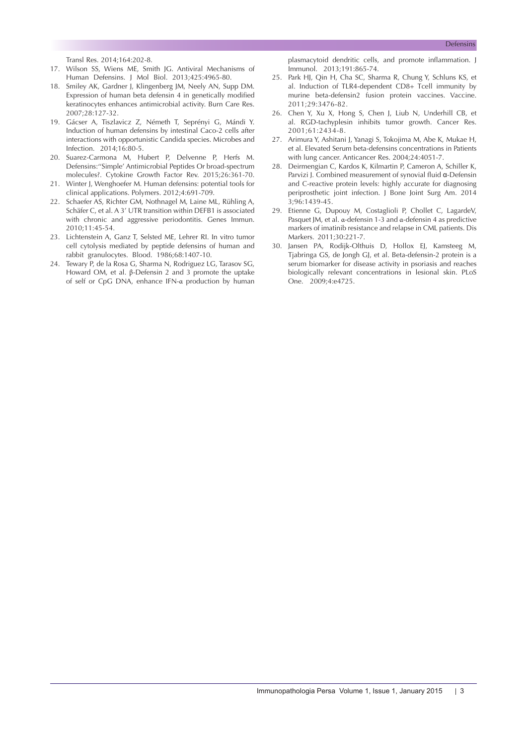Transl Res. 2014;164:202-8.

17. Wilson SS, Wiens ME, Smith JG. Antiviral Mechanisms of Human Defensins. J Mol Biol. 2013;425:4965-80.
18. Smiley AK, Gardner J, Klingenberg JM, Neely AN, Supp DM. Expression of human beta defensin 4 in genetically modified keratinocytes enhances antimicrobial activity. Burn Care Res. 2007;28:127-32.
19. Gácser A, Tiszlavicz Z, Németh T, Seprényi G, Mándi Y. Induction of human defensins by intestinal Caco-2 cells after interactions with opportunistic Candida species. Microbes and Infection. 2014;16:80-5.
20. Suarez-Carmona M, Hubert P, Delvenne P, Herfs M. Defensins:"Simple' Antimicrobial Peptides Or broad-spectrum molecules?. Cytokine Growth Factor Rev. 2015;26:361-70.
21. Winter J, Wenghoefer M. Human defensins: potential tools for clinical applications. Polymers. 2012;4:691-709.
22. Schaefer AS, Richter GM, Nothnagel M, Laine ML, Rühling A, Schäfer C, et al. A 3' UTR transition within DEFB1 is associated with chronic and aggressive periodontitis. Genes Immun. 2010;11:45-54.
23. Lichtenstein A, Ganz T, Selsted ME, Lehrer RI. In vitro tumor cell cytolysis mediated by peptide defensins of human and rabbit granulocytes. Blood. 1986;68:1407-10.
24. Tewary P, de la Rosa G, Sharma N, Rodriguez LG, Tarasov SG, Howard OM, et al. β-Defensin 2 and 3 promote the uptake of self or CpG DNA, enhance IFN-α production by human plasmacytoid dendritic cells, and promote inflammation. J Immunol. 2013;191:865-74.
25. Park HJ, Qin H, Cha SC, Sharma R, Chung Y, Schluns KS, et al. Induction of TLR4-dependent CD8+ Tcell immunity by murine beta-defensin2 fusion protein vaccines. Vaccine. 2011;29:3476-82.
26. Chen Y, Xu X, Hong S, Chen J, Liub N, Underhill CB, et al. RGD-tachyplesin inhibits tumor growth. Cancer Res. 2001;61:2434-8.
27. Arimura Y, Ashitani J, Yanagi S, Tokojima M, Abe K, Mukae H, et al. Elevated Serum beta-defensins concentrations in Patients with lung cancer. Anticancer Res. 2004;24:4051-7.
28. Deirmengian C, Kardos K, Kilmartin P, Cameron A, Schiller K, Parvizi J. Combined measurement of synovial fluid α-Defensin and C-reactive protein levels: highly accurate for diagnosing periprosthetic joint infection. J Bone Joint Surg Am. 2014 3;96:1439-45.
29. Etienne G, Dupouy M, Costaglioli P, Chollet C, LagardeV, Pasquet JM, et al. α-defensin 1-3 and α-defensin 4 as predictive markers of imatinib resistance and relapse in CML patients. Dis Markers. 2011;30:221-7.
30. Jansen PA, Rodijk-Olthuis D, Hollox EJ, Kamsteeg M, Tjabringa GS, de Jongh GJ, et al. Beta-defensin-2 protein is a serum biomarker for disease activity in psoriasis and reaches biologically relevant concentrations in lesional skin. PLoS One. 2009;4:e4725.